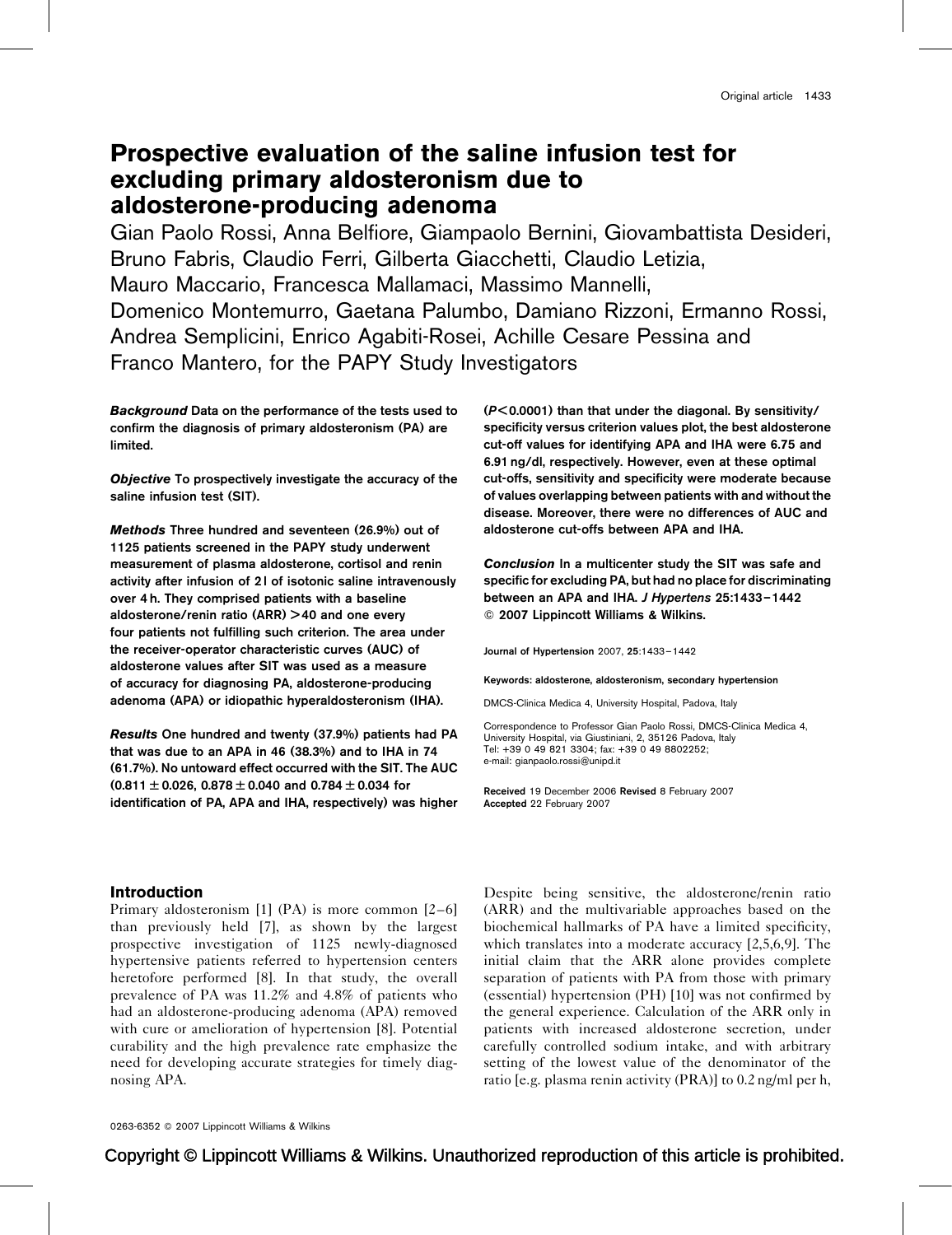# Prospective evaluation of the saline infusion test for excluding primary aldosteronism due to aldosterone-producing adenoma

Gian Paolo Rossi, Anna Belfiore, Giampaolo Bernini, Giovambattista Desideri, Bruno Fabris, Claudio Ferri, Gilberta Giacchetti, Claudio Letizia, Mauro Maccario, Francesca Mallamaci, Massimo Mannelli, Domenico Montemurro, Gaetana Palumbo, Damiano Rizzoni, Ermanno Rossi, Andrea Semplicini, Enrico Agabiti-Rosei, Achille Cesare Pessina and Franco Mantero, for the PAPY Study Investigators

***Background*** **Data on the performance of the tests used to confirm the diagnosis of primary aldosteronism (PA) are limited.**

***Objective*** **To prospectively investigate the accuracy of the saline infusion test (SIT).**

***Methods*** **Three hundred and seventeen (26.9%) out of 1125 patients screened in the PAPY study underwent measurement of plasma aldosterone, cortisol and renin activity after infusion of 2 l of isotonic saline intravenously over 4 h. They comprised patients with a baseline aldosterone/renin ratio (ARR) > 40 and one every four patients not fulfilling such criterion. The area under the receiver-operator characteristic curves (AUC) of aldosterone values after SIT was used as a measure of accuracy for diagnosing PA, aldosterone-producing adenoma (APA) or idiopathic hyperaldosteronism (IHA).**

***Results*** **One hundred and twenty (37.9%) patients had PA that was due to an APA in 46 (38.3%) and to IHA in 74 (61.7%). No untoward effect occurred with the SIT. The AUC (0.811 ± 0.026, 0.878 ± 0.040 and 0.784 ± 0.034 for identification of PA, APA and IHA, respectively) was higher ($P < 0.0001$) than that under the diagonal. By sensitivity/specificity versus criterion values plot, the best aldosterone cut-off values for identifying APA and IHA were 6.75 and 6.91 ng/dl, respectively. However, even at these optimal cut-offs, sensitivity and specificity were moderate because of values overlapping between patients with and without the disease. Moreover, there were no differences of AUC and aldosterone cut-offs between APA and IHA.**

***Conclusion*** **In a multicenter study the SIT was safe and specific for excluding PA, but had no place for discriminating between an APA and IHA.** ***J Hypertens*** **25:1433–1442 © 2007 Lippincott Williams & Wilkins.**

Journal of Hypertension 2007, 25:1433–1442

Keywords: aldosterone, aldosteronism, secondary hypertension

DMCS-Clinica Medica 4, University Hospital, Padova, Italy

Correspondence to Professor Gian Paolo Rossi, DMCS-Clinica Medica 4, University Hospital, via Giustiniani, 2, 35126 Padova, Italy
Tel: +39 0 49 821 3304; fax: +39 0 49 8802252;
e-mail: gianpaolo.rossi@unipd.it

Received 19 December 2006 Revised 8 February 2007
Accepted 22 February 2007

## Introduction

Primary aldosteronism [1] (PA) is more common [2–6] than previously held [7], as shown by the largest prospective investigation of 1125 newly-diagnosed hypertensive patients referred to hypertension centers heretofore performed [8]. In that study, the overall prevalence of PA was 11.2% and 4.8% of patients who had an aldosterone-producing adenoma (APA) removed with cure or amelioration of hypertension [8]. Potential curability and the high prevalence rate emphasize the need for developing accurate strategies for timely diagnosing APA.

Despite being sensitive, the aldosterone/renin ratio (ARR) and the multivariable approaches based on the biochemical hallmarks of PA have a limited specificity, which translates into a moderate accuracy [2,5,6,9]. The initial claim that the ARR alone provides complete separation of patients with PA from those with primary (essential) hypertension (PH) [10] was not confirmed by the general experience. Calculation of the ARR only in patients with increased aldosterone secretion, under carefully controlled sodium intake, and with arbitrary setting of the lowest value of the denominator of the ratio [e.g. plasma renin activity (PRA)] to 0.2 ng/ml per h,

0263-6352 © 2007 Lippincott Williams & Wilkins

Copyright © Lippincott Williams & Wilkins. Unauthorized reproduction of this article is prohibited.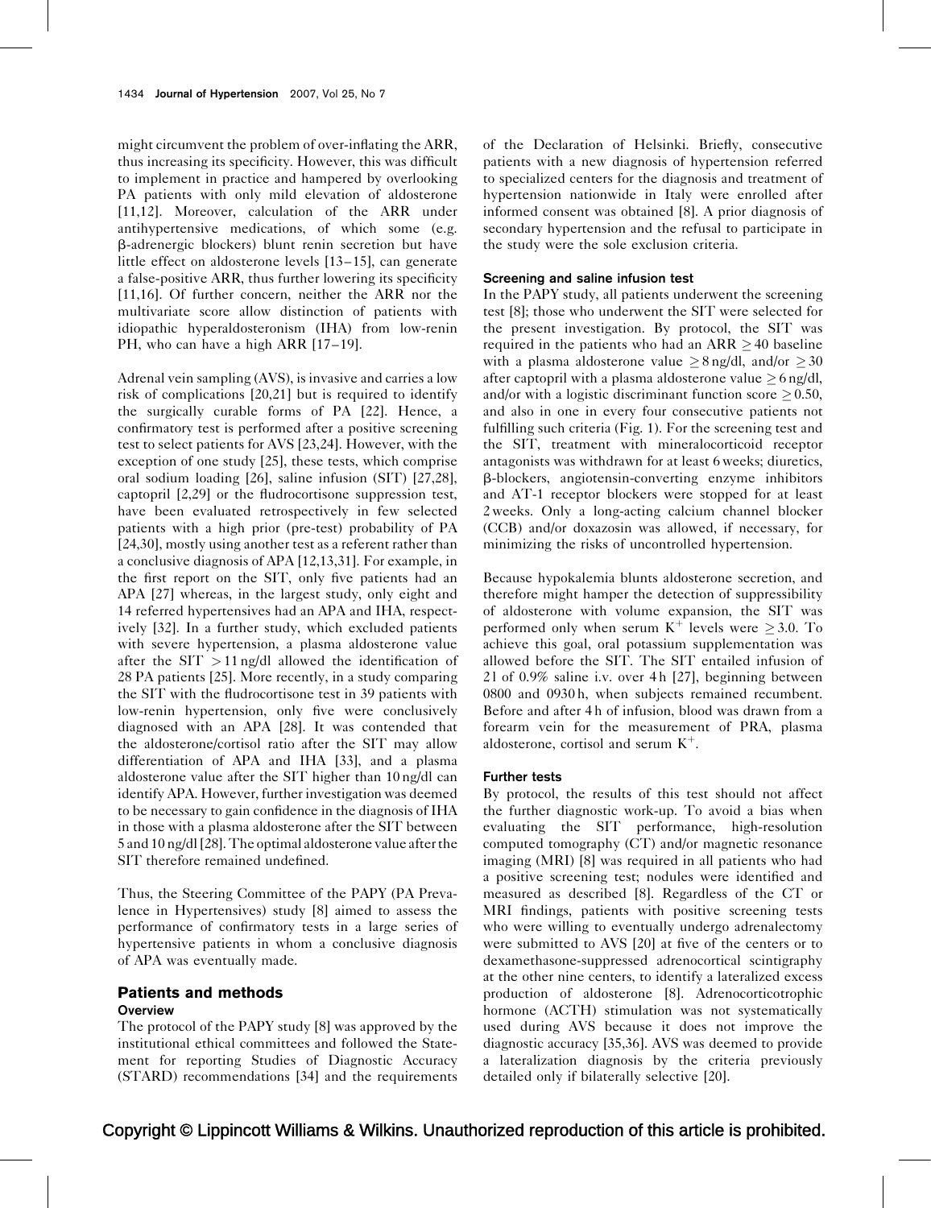might circumvent the problem of over-inflating the ARR, thus increasing its specificity. However, this was difficult to implement in practice and hampered by overlooking PA patients with only mild elevation of aldosterone [11,12]. Moreover, calculation of the ARR under antihypertensive medications, of which some (e.g. β-adrenergic blockers) blunt renin secretion but have little effect on aldosterone levels [13–15], can generate a false-positive ARR, thus further lowering its specificity [11,16]. Of further concern, neither the ARR nor the multivariate score allow distinction of patients with idiopathic hyperaldosteronism (IHA) from low-renin PH, who can have a high ARR [17–19].

Adrenal vein sampling (AVS), is invasive and carries a low risk of complications [20,21] but is required to identify the surgically curable forms of PA [22]. Hence, a confirmatory test is performed after a positive screening test to select patients for AVS [23,24]. However, with the exception of one study [25], these tests, which comprise oral sodium loading [26], saline infusion (SIT) [27,28], captopril [2,29] or the fludrocortisone suppression test, have been evaluated retrospectively in few selected patients with a high prior (pre-test) probability of PA [24,30], mostly using another test as a referent rather than a conclusive diagnosis of APA [12,13,31]. For example, in the first report on the SIT, only five patients had an APA [27] whereas, in the largest study, only eight and 14 referred hypertensives had an APA and IHA, respectively [32]. In a further study, which excluded patients with severe hypertension, a plasma aldosterone value after the SIT $>11$ ng/dl allowed the identification of 28 PA patients [25]. More recently, in a study comparing the SIT with the fludrocortisone test in 39 patients with low-renin hypertension, only five were conclusively diagnosed with an APA [28]. It was contended that the aldosterone/cortisol ratio after the SIT may allow differentiation of APA and IHA [33], and a plasma aldosterone value after the SIT higher than 10 ng/dl can identify APA. However, further investigation was deemed to be necessary to gain confidence in the diagnosis of IHA in those with a plasma aldosterone after the SIT between 5 and 10 ng/dl [28]. The optimal aldosterone value after the SIT therefore remained undefined.

Thus, the Steering Committee of the PAPY (PA Prevalence in Hypertensives) study [8] aimed to assess the performance of confirmatory tests in a large series of hypertensive patients in whom a conclusive diagnosis of APA was eventually made.

## Patients and methods

### Overview

The protocol of the PAPY study [8] was approved by the institutional ethical committees and followed the Statement for reporting Studies of Diagnostic Accuracy (STARD) recommendations [34] and the requirements of the Declaration of Helsinki. Briefly, consecutive patients with a new diagnosis of hypertension referred to specialized centers for the diagnosis and treatment of hypertension nationwide in Italy were enrolled after informed consent was obtained [8]. A prior diagnosis of secondary hypertension and the refusal to participate in the study were the sole exclusion criteria.

### Screening and saline infusion test

In the PAPY study, all patients underwent the screening test [8]; those who underwent the SIT were selected for the present investigation. By protocol, the SIT was required in the patients who had an ARR $\geq 40$ baseline with a plasma aldosterone value $\geq 8$ ng/dl, and/or $\geq 30$ after captopril with a plasma aldosterone value $\geq 6$ ng/dl, and/or with a logistic discriminant function score $\geq 0.50$, and also in one in every four consecutive patients not fulfilling such criteria (Fig. 1). For the screening test and the SIT, treatment with mineralocorticoid receptor antagonists was withdrawn for at least 6 weeks; diuretics, β-blockers, angiotensin-converting enzyme inhibitors and AT-1 receptor blockers were stopped for at least 2 weeks. Only a long-acting calcium channel blocker (CCB) and/or doxazosin was allowed, if necessary, for minimizing the risks of uncontrolled hypertension.

Because hypokalemia blunts aldosterone secretion, and therefore might hamper the detection of suppressibility of aldosterone with volume expansion, the SIT was performed only when serum $K^+$ levels were $\geq 3.0$. To achieve this goal, oral potassium supplementation was allowed before the SIT. The SIT entailed infusion of 2 l of 0.9% saline i.v. over 4 h [27], beginning between 0800 and 0930 h, when subjects remained recumbent. Before and after 4 h of infusion, blood was drawn from a forearm vein for the measurement of PRA, plasma aldosterone, cortisol and serum $K^+$.

### Further tests

By protocol, the results of this test should not affect the further diagnostic work-up. To avoid a bias when evaluating the SIT performance, high-resolution computed tomography (CT) and/or magnetic resonance imaging (MRI) [8] was required in all patients who had a positive screening test; nodules were identified and measured as described [8]. Regardless of the CT or MRI findings, patients with positive screening tests who were willing to eventually undergo adrenalectomy were submitted to AVS [20] at five of the centers or to dexamethasone-suppressed adrenocortical scintigraphy at the other nine centers, to identify a lateralized excess production of aldosterone [8]. Adrenocorticotrophic hormone (ACTH) stimulation was not systematically used during AVS because it does not improve the diagnostic accuracy [35,36]. AVS was deemed to provide a lateralization diagnosis by the criteria previously detailed only if bilaterally selective [20].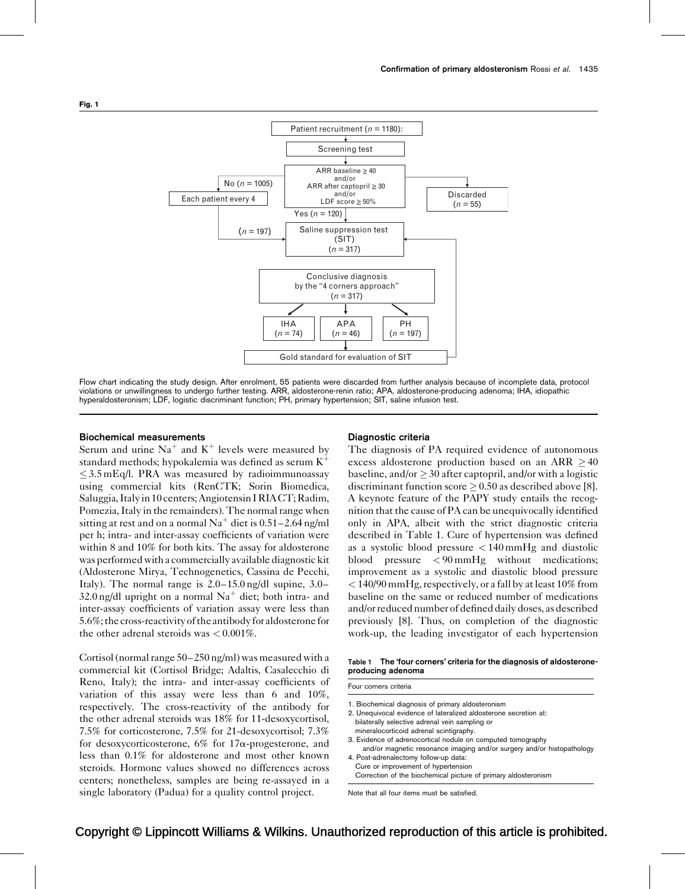**Fig. 1**

Patient recruitment ($n$ = 1180):

Screening test

ARR baseline ≥ 40 and/or ARR after captopril ≥ 30 and/or LDF score ≥ 50%

No ($n$ = 1005) → Each patient every 4 → ($n$ = 197)

Yes ($n$ = 120)

Discarded ($n$ = 55)

Saline suppression test (SIT) ($n$ = 317)

Conclusive diagnosis by the "4 corners approach" ($n$ = 317)

IHA ($n$ = 74) | APA ($n$ = 46) | PH ($n$ = 197)

Gold standard for evaluation of SIT

Flow chart indicating the study design. After enrolment, 55 patients were discarded from further analysis because of incomplete data, protocol violations or unwillingness to undergo further testing. ARR, aldosterone-renin ratio; APA, aldosterone-producing adenoma; IHA, idiopathic hyperaldosteronism; LDF, logistic discriminant function; PH, primary hypertension; SIT, saline infusion test.

### Biochemical measurements

Serum and urine $Na^+$ and $K^+$ levels were measured by standard methods; hypokalemia was defined as serum $K^+$ $\leq 3.5$ mEq/l. PRA was measured by radioimmunoassay using commercial kits (RenCTK; Sorin Biomedica, Saluggia, Italy in 10 centers; Angiotensin I RIACT; Radim, Pomezia, Italy in the remainders). The normal range when sitting at rest and on a normal $Na^+$ diet is 0.51–2.64 ng/ml per h; intra- and inter-assay coefficients of variation were within 8 and 10% for both kits. The assay for aldosterone was performed with a commercially available diagnostic kit (Aldosterone Mirya, Technogenetics, Cassina de Pecchi, Italy). The normal range is 2.0–15.0 ng/dl supine, 3.0–32.0 ng/dl upright on a normal $Na^+$ diet; both intra- and inter-assay coefficients of variation assay were less than 5.6%; the cross-reactivity of the antibody for aldosterone for the other adrenal steroids was < 0.001%.

Cortisol (normal range 50–250 ng/ml) was measured with a commercial kit (Cortisol Bridge; Adaltis, Casalecchio di Reno, Italy); the intra- and inter-assay coefficients of variation of this assay were less than 6 and 10%, respectively. The cross-reactivity of the antibody for the other adrenal steroids was 18% for 11-desoxycortisol, 7.5% for corticosterone, 7.5% for 21-desoxycortisol; 7.3% for desoxycorticosterone, 6% for 17$\alpha$-progesterone, and less than 0.1% for aldosterone and most other known steroids. Hormone values showed no differences across centers; nonetheless, samples are being re-assayed in a single laboratory (Padua) for a quality control project.

### Diagnostic criteria

The diagnosis of PA required evidence of autonomous excess aldosterone production based on an ARR $\geq 40$ baseline, and/or $\geq 30$ after captopril, and/or with a logistic discriminant function score $\geq 0.50$ as described above [8]. A keynote feature of the PAPY study entails the recognition that the cause of PA can be unequivocally identified only in APA, albeit with the strict diagnostic criteria described in Table 1. Cure of hypertension was defined as a systolic blood pressure < 140 mmHg and diastolic blood pressure < 90 mmHg without medications; improvement as a systolic and diastolic blood pressure < 140/90 mmHg, respectively, or a fall by at least 10% from baseline on the same or reduced number of medications and/or reduced number of defined daily doses, as described previously [8]. Thus, on completion of the diagnostic work-up, the leading investigator of each hypertension

**Table 1 The 'four corners' criteria for the diagnosis of aldosterone-producing adenoma**

| Four corners criteria |
| --- |
| 1. Biochemical diagnosis of primary aldosteronism |
| 2. Unequivocal evidence of lateralized aldosterone secretion at: bilaterally selective adrenal vein sampling or mineralocorticoid adrenal scintigraphy. |
| 3. Evidence of adrenocortical nodule on computed tomography and/or magnetic resonance imaging and/or surgery and/or histopathology |
| 4. Post-adrenalectomy follow-up data: Cure or improvement of hypertension; Correction of the biochemical picture of primary aldosteronism |

Note that all four items must be satisfied.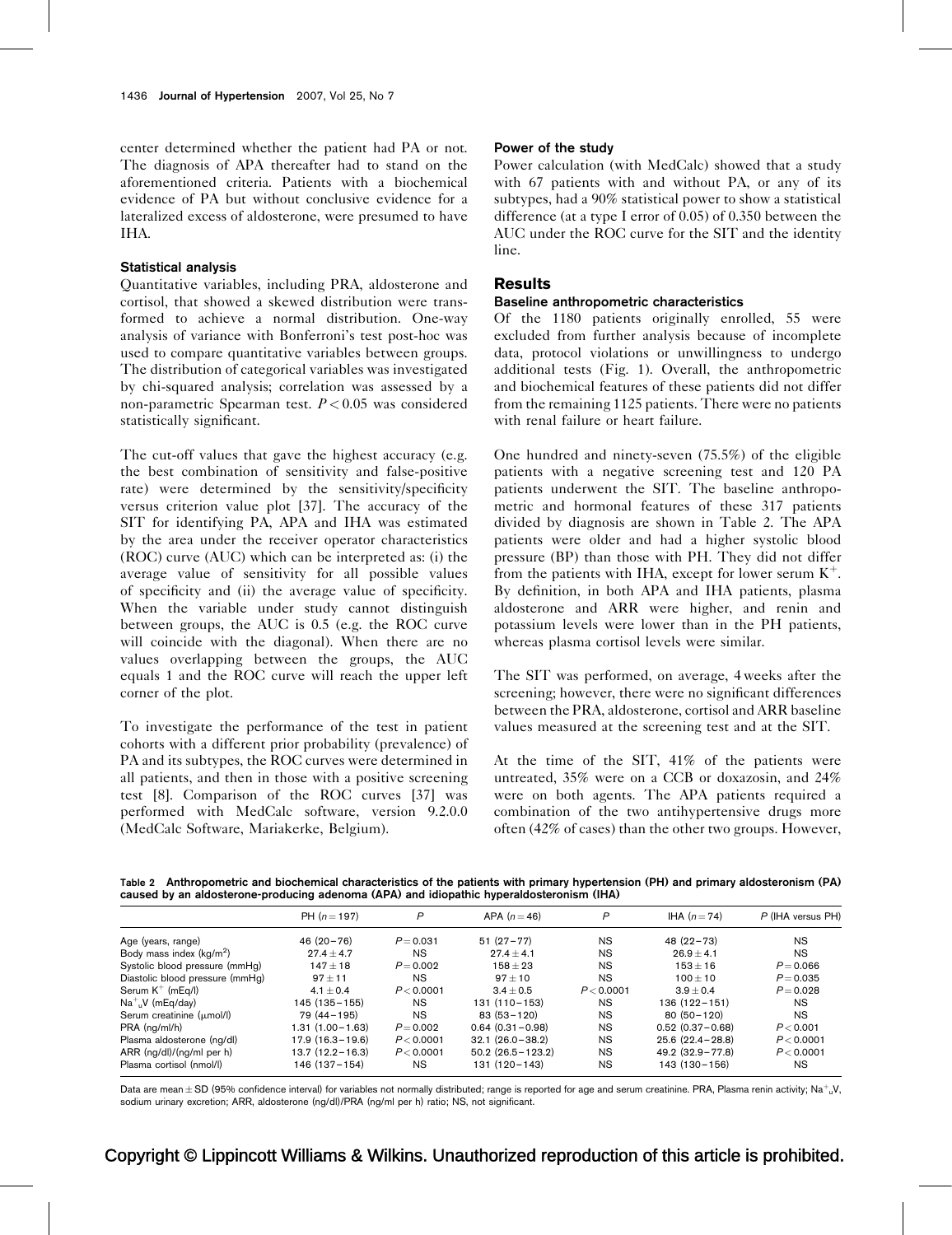center determined whether the patient had PA or not. The diagnosis of APA thereafter had to stand on the aforementioned criteria. Patients with a biochemical evidence of PA but without conclusive evidence for a lateralized excess of aldosterone, were presumed to have IHA.

### Statistical analysis

Quantitative variables, including PRA, aldosterone and cortisol, that showed a skewed distribution were transformed to achieve a normal distribution. One-way analysis of variance with Bonferroni's test post-hoc was used to compare quantitative variables between groups. The distribution of categorical variables was investigated by chi-squared analysis; correlation was assessed by a non-parametric Spearman test. $P < 0.05$ was considered statistically significant.

The cut-off values that gave the highest accuracy (e.g. the best combination of sensitivity and false-positive rate) were determined by the sensitivity/specificity versus criterion value plot [37]. The accuracy of the SIT for identifying PA, APA and IHA was estimated by the area under the receiver operator characteristics (ROC) curve (AUC) which can be interpreted as: (i) the average value of sensitivity for all possible values of specificity and (ii) the average value of specificity. When the variable under study cannot distinguish between groups, the AUC is 0.5 (e.g. the ROC curve will coincide with the diagonal). When there are no values overlapping between the groups, the AUC equals 1 and the ROC curve will reach the upper left corner of the plot.

To investigate the performance of the test in patient cohorts with a different prior probability (prevalence) of PA and its subtypes, the ROC curves were determined in all patients, and then in those with a positive screening test [8]. Comparison of the ROC curves [37] was performed with MedCalc software, version 9.2.0.0 (MedCalc Software, Mariakerke, Belgium).

### Power of the study

Power calculation (with MedCalc) showed that a study with 67 patients with and without PA, or any of its subtypes, had a 90% statistical power to show a statistical difference (at a type I error of 0.05) of 0.350 between the AUC under the ROC curve for the SIT and the identity line.

## Results

### Baseline anthropometric characteristics

Of the 1180 patients originally enrolled, 55 were excluded from further analysis because of incomplete data, protocol violations or unwillingness to undergo additional tests (Fig. 1). Overall, the anthropometric and biochemical features of these patients did not differ from the remaining 1125 patients. There were no patients with renal failure or heart failure.

One hundred and ninety-seven (75.5%) of the eligible patients with a negative screening test and 120 PA patients underwent the SIT. The baseline anthropometric and hormonal features of these 317 patients divided by diagnosis are shown in Table 2. The APA patients were older and had a higher systolic blood pressure (BP) than those with PH. They did not differ from the patients with IHA, except for lower serum $K^+$. By definition, in both APA and IHA patients, plasma aldosterone and ARR were higher, and renin and potassium levels were lower than in the PH patients, whereas plasma cortisol levels were similar.

The SIT was performed, on average, 4 weeks after the screening; however, there were no significant differences between the PRA, aldosterone, cortisol and ARR baseline values measured at the screening test and at the SIT.

At the time of the SIT, 41% of the patients were untreated, 35% were on a CCB or doxazosin, and 24% were on both agents. The APA patients required a combination of the two antihypertensive drugs more often (42% of cases) than the other two groups. However,

**Table 2 Anthropometric and biochemical characteristics of the patients with primary hypertension (PH) and primary aldosteronism (PA) caused by an aldosterone-producing adenoma (APA) and idiopathic hyperaldosteronism (IHA)**

| | PH ($n = 197$) | P | APA ($n = 46$) | P | IHA ($n = 74$) | P (IHA versus PH) |
|---|---|---|---|---|---|---|
| Age (years, range) | 46 (20–76) | $P = 0.031$ | 51 (27–77) | NS | 48 (22–73) | NS |
| Body mass index (kg/m$^2$) | 27.4 ± 4.7 | NS | 27.4 ± 4.1 | NS | 26.9 ± 4.1 | NS |
| Systolic blood pressure (mmHg) | 147 ± 18 | $P = 0.002$ | 158 ± 23 | NS | 153 ± 16 | $P = 0.066$ |
| Diastolic blood pressure (mmHg) | 97 ± 11 | NS | 97 ± 10 | NS | 100 ± 10 | $P = 0.035$ |
| Serum $K^+$ (mEq/l) | 4.1 ± 0.4 | $P < 0.0001$ | 3.4 ± 0.5 | $P < 0.0001$ | 3.9 ± 0.4 | $P = 0.028$ |
| $Na^+_uV$ (mEq/day) | 145 (135–155) | NS | 131 (110–153) | NS | 136 (122–151) | NS |
| Serum creatinine (μmol/l) | 79 (44–195) | NS | 83 (53–120) | NS | 80 (50–120) | NS |
| PRA (ng/ml/h) | 1.31 (1.00–1.63) | $P = 0.002$ | 0.64 (0.31–0.98) | NS | 0.52 (0.37–0.68) | $P < 0.001$ |
| Plasma aldosterone (ng/dl) | 17.9 (16.3–19.6) | $P < 0.0001$ | 32.1 (26.0–38.2) | NS | 25.6 (22.4–28.8) | $P < 0.0001$ |
| ARR (ng/dl)/(ng/ml per h) | 13.7 (12.2–16.3) | $P < 0.0001$ | 50.2 (26.5–123.2) | NS | 49.2 (32.9–77.8) | $P < 0.0001$ |
| Plasma cortisol (nmol/l) | 146 (137–154) | NS | 131 (120–143) | NS | 143 (130–156) | NS |

Data are mean ± SD (95% confidence interval) for variables not normally distributed; range is reported for age and serum creatinine. PRA, Plasma renin activity; $Na^+_uV$, sodium urinary excretion; ARR, aldosterone (ng/dl)/PRA (ng/ml per h) ratio; NS, not significant.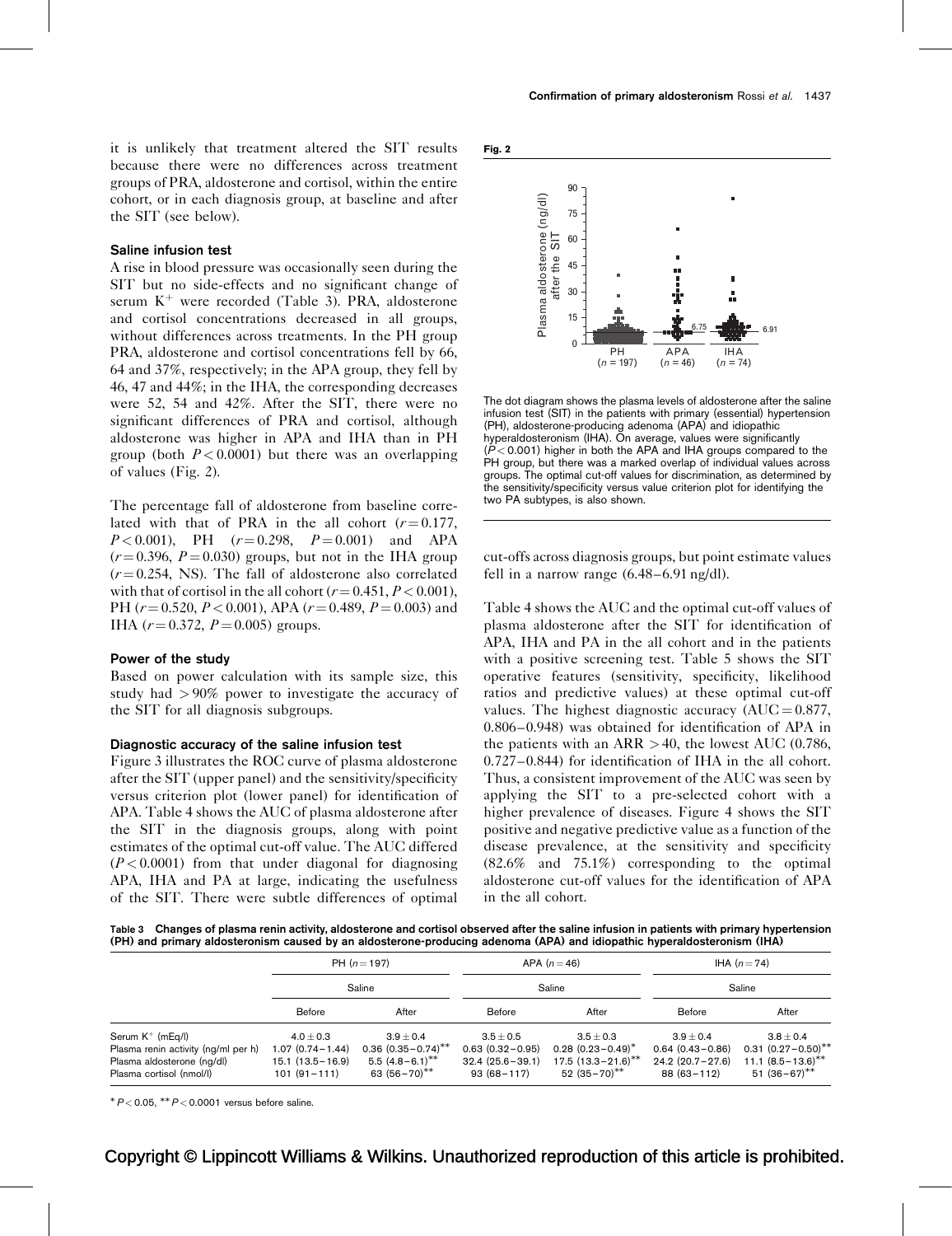it is unlikely that treatment altered the SIT results because there were no differences across treatment groups of PRA, aldosterone and cortisol, within the entire cohort, or in each diagnosis group, at baseline and after the SIT (see below).

### Saline infusion test

A rise in blood pressure was occasionally seen during the SIT but no side-effects and no significant change of serum $K^+$ were recorded (Table 3). PRA, aldosterone and cortisol concentrations decreased in all groups, without differences across treatments. In the PH group PRA, aldosterone and cortisol concentrations fell by 66, 64 and 37%, respectively; in the APA group, they fell by 46, 47 and 44%; in the IHA, the corresponding decreases were 52, 54 and 42%. After the SIT, there were no significant differences of PRA and cortisol, although aldosterone was higher in APA and IHA than in PH group (both $P < 0.0001$) but there was an overlapping of values (Fig. 2).

The percentage fall of aldosterone from baseline correlated with that of PRA in the all cohort ($r = 0.177$, $P < 0.001$), PH ($r = 0.298$, $P = 0.001$) and APA ($r = 0.396$, $P = 0.030$) groups, but not in the IHA group ($r = 0.254$, NS). The fall of aldosterone also correlated with that of cortisol in the all cohort ($r = 0.451$, $P < 0.001$), PH ($r = 0.520$, $P < 0.001$), APA ($r = 0.489$, $P = 0.003$) and IHA ($r = 0.372$, $P = 0.005$) groups.

### Power of the study

Based on power calculation with its sample size, this study had $> 90\%$ power to investigate the accuracy of the SIT for all diagnosis subgroups.

### Diagnostic accuracy of the saline infusion test

Figure 3 illustrates the ROC curve of plasma aldosterone after the SIT (upper panel) and the sensitivity/specificity versus criterion plot (lower panel) for identification of APA. Table 4 shows the AUC of plasma aldosterone after the SIT in the diagnosis groups, along with point estimates of the optimal cut-off value. The AUC differed ($P < 0.0001$) from that under diagonal for diagnosing APA, IHA and PA at large, indicating the usefulness of the SIT. There were subtle differences of optimal cut-offs across diagnosis groups, but point estimate values fell in a narrow range (6.48–6.91 ng/dl).

Fig. 2

The dot diagram shows the plasma levels of aldosterone after the saline infusion test (SIT) in the patients with primary (essential) hypertension (PH), aldosterone-producing adenoma (APA) and idiopathic hyperaldosteronism (IHA). On average, values were significantly ($P < 0.001$) higher in both the APA and IHA groups compared to the PH group, but there was a marked overlap of individual values across groups. The optimal cut-off values for discrimination, as determined by the sensitivity/specificity versus value criterion plot for identifying the two PA subtypes, is also shown.

Table 4 shows the AUC and the optimal cut-off values of plasma aldosterone after the SIT for identification of APA, IHA and PA in the all cohort and in the patients with a positive screening test. Table 5 shows the SIT operative features (sensitivity, specificity, likelihood ratios and predictive values) at these optimal cut-off values. The highest diagnostic accuracy (AUC = 0.877, 0.806–0.948) was obtained for identification of APA in the patients with an ARR $> 40$, the lowest AUC (0.786, 0.727–0.844) for identification of IHA in the all cohort. Thus, a consistent improvement of the AUC was seen by applying the SIT to a pre-selected cohort with a higher prevalence of diseases. Figure 4 shows the SIT positive and negative predictive value as a function of the disease prevalence, at the sensitivity and specificity (82.6% and 75.1%) corresponding to the optimal aldosterone cut-off values for the identification of APA in the all cohort.

**Table 3 Changes of plasma renin activity, aldosterone and cortisol observed after the saline infusion in patients with primary hypertension (PH) and primary aldosteronism caused by an aldosterone-producing adenoma (APA) and idiopathic hyperaldosteronism (IHA)**

| | PH ($n = 197$) | | APA ($n = 46$) | | IHA ($n = 74$) | |
|---|---|---|---|---|---|---|
| | Saline | | Saline | | Saline | |
| | Before | After | Before | After | Before | After |
| Serum $K^+$ (mEq/l) | 4.0 ± 0.3 | 3.9 ± 0.4 | 3.5 ± 0.5 | 3.5 ± 0.3 | 3.9 ± 0.4 | 3.8 ± 0.4 |
| Plasma renin activity (ng/ml per h) | 1.07 (0.74–1.44) | 0.36 (0.35–0.74)** | 0.63 (0.32–0.95) | 0.28 (0.23–0.49)* | 0.64 (0.43–0.86) | 0.31 (0.27–0.50)** |
| Plasma aldosterone (ng/dl) | 15.1 (13.5–16.9) | 5.5 (4.8–6.1)** | 32.4 (25.6–39.1) | 17.5 (13.3–21.6)** | 24.2 (20.7–27.6) | 11.1 (8.5–13.6)** |
| Plasma cortisol (nmol/l) | 101 (91–111) | 63 (56–70)** | 93 (68–117) | 52 (35–70)** | 88 (63–112) | 51 (36–67)** |

* $P < 0.05$, ** $P < 0.0001$ versus before saline.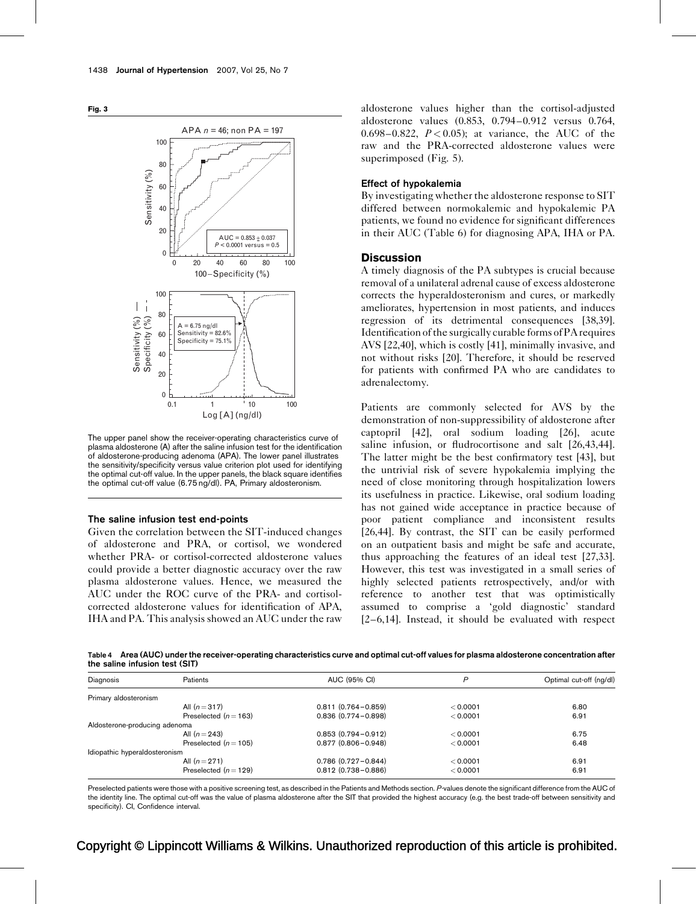**Fig. 3**

The upper panel show the receiver-operating characteristics curve of plasma aldosterone (A) after the saline infusion test for the identification of aldosterone-producing adenoma (APA). The lower panel illustrates the sensitivity/specificity versus value criterion plot used for identifying the optimal cut-off value. In the upper panels, the black square identifies the optimal cut-off value (6.75 ng/dl). PA, Primary aldosteronism.

### The saline infusion test end-points

Given the correlation between the SIT-induced changes of aldosterone and PRA, or cortisol, we wondered whether PRA- or cortisol-corrected aldosterone values could provide a better diagnostic accuracy over the raw plasma aldosterone values. Hence, we measured the AUC under the ROC curve of the PRA- and cortisol-corrected aldosterone values for identification of APA, IHA and PA. This analysis showed an AUC under the raw aldosterone values higher than the cortisol-adjusted aldosterone values (0.853, 0.794–0.912 versus 0.764, 0.698–0.822, $P < 0.05$); at variance, the AUC of the raw and the PRA-corrected aldosterone values were superimposed (Fig. 5).

### Effect of hypokalemia

By investigating whether the aldosterone response to SIT differed between normokalemic and hypokalemic PA patients, we found no evidence for significant differences in their AUC (Table 6) for diagnosing APA, IHA or PA.

## Discussion

A timely diagnosis of the PA subtypes is crucial because removal of a unilateral adrenal cause of excess aldosterone corrects the hyperaldosteronism and cures, or markedly ameliorates, hypertension in most patients, and induces regression of its detrimental consequences [38,39]. Identification of the surgically curable forms of PA requires AVS [22,40], which is costly [41], minimally invasive, and not without risks [20]. Therefore, it should be reserved for patients with confirmed PA who are candidates to adrenalectomy.

Patients are commonly selected for AVS by the demonstration of non-suppressibility of aldosterone after captopril [42], oral sodium loading [26], acute saline infusion, or fludrocortisone and salt [26,43,44]. The latter might be the best confirmatory test [43], but the untrivial risk of severe hypokalemia implying the need of close monitoring through hospitalization lowers its usefulness in practice. Likewise, oral sodium loading has not gained wide acceptance in practice because of poor patient compliance and inconsistent results [26,44]. By contrast, the SIT can be easily performed on an outpatient basis and might be safe and accurate, thus approaching the features of an ideal test [27,33]. However, this test was investigated in a small series of highly selected patients retrospectively, and/or with reference to another test that was optimistically assumed to comprise a 'gold diagnostic' standard [2–6,14]. Instead, it should be evaluated with respect

**Table 4 Area (AUC) under the receiver-operating characteristics curve and optimal cut-off values for plasma aldosterone concentration after the saline infusion test (SIT)**

| Diagnosis | Patients | AUC (95% CI) | P | Optimal cut-off (ng/dl) |
|---|---|---|---|---|
| Primary aldosteronism | | | | |
| | All ($n = 317$) | 0.811 (0.764–0.859) | < 0.0001 | 6.80 |
| | Preselected ($n = 163$) | 0.836 (0.774–0.898) | < 0.0001 | 6.91 |
| Aldosterone-producing adenoma | | | | |
| | All ($n = 243$) | 0.853 (0.794–0.912) | < 0.0001 | 6.75 |
| | Preselected ($n = 105$) | 0.877 (0.806–0.948) | < 0.0001 | 6.48 |
| Idiopathic hyperaldosteronism | | | | |
| | All ($n = 271$) | 0.786 (0.727–0.844) | < 0.0001 | 6.91 |
| | Preselected ($n = 129$) | 0.812 (0.738–0.886) | < 0.0001 | 6.91 |

Preselected patients were those with a positive screening test, as described in the Patients and Methods section. *P*-values denote the significant difference from the AUC of the identity line. The optimal cut-off was the value of plasma aldosterone after the SIT that provided the highest accuracy (e.g. the best trade-off between sensitivity and specificity). CI, Confidence interval.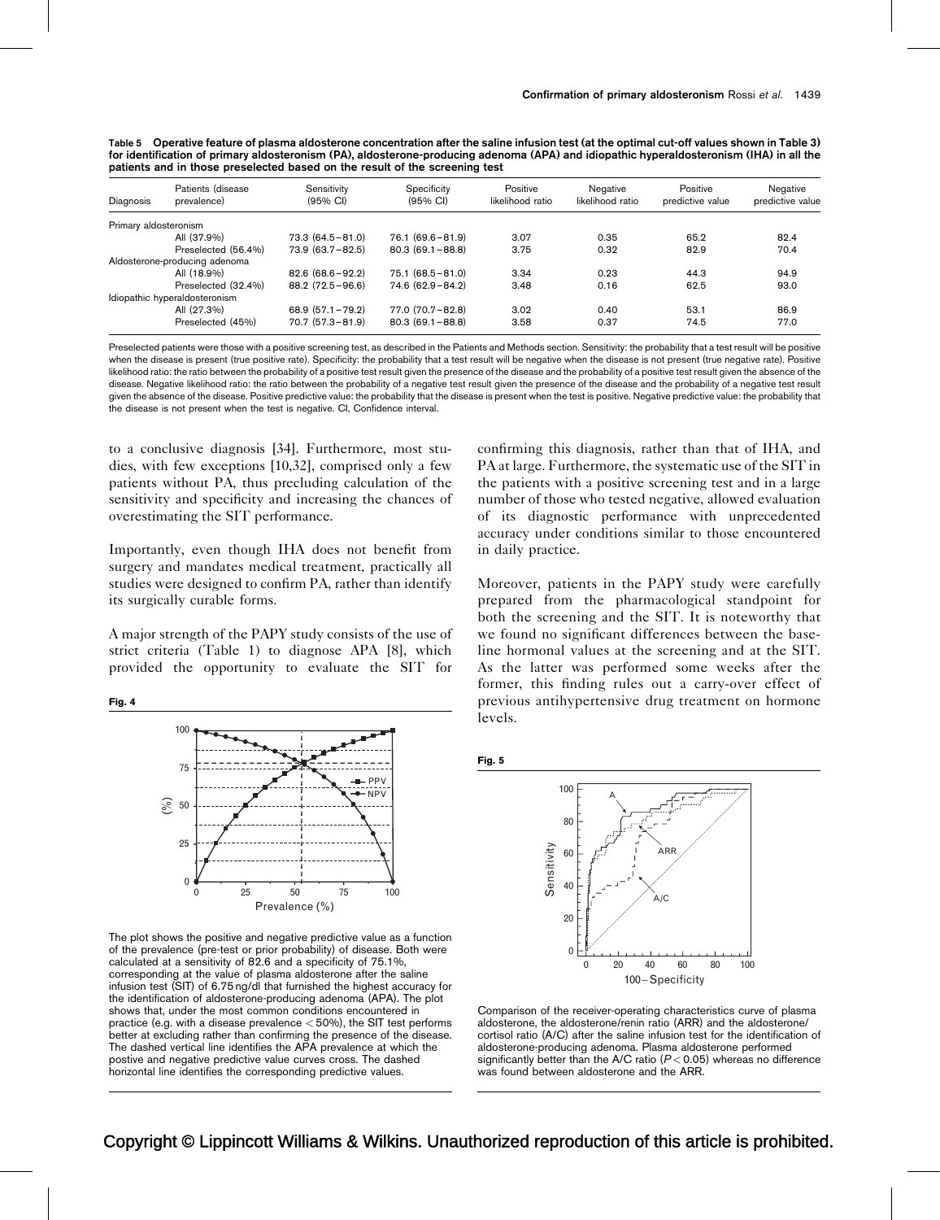**Table 5 Operative feature of plasma aldosterone concentration after the saline infusion test (at the optimal cut-off values shown in Table 3) for identification of primary aldosteronism (PA), aldosterone-producing adenoma (APA) and idiopathic hyperaldosteronism (IHA) in all the patients and in those preselected based on the result of the screening test**

| Diagnosis | Patients (disease prevalence) | Sensitivity (95% CI) | Specificity (95% CI) | Positive likelihood ratio | Negative likelihood ratio | Positive predictive value | Negative predictive value |
|---|---|---|---|---|---|---|---|
| Primary aldosteronism | | | | | | | |
| | All (37.9%) | 73.3 (64.5–81.0) | 76.1 (69.6–81.9) | 3.07 | 0.35 | 65.2 | 82.4 |
| | Preselected (56.4%) | 73.9 (63.7–82.5) | 80.3 (69.1–88.8) | 3.75 | 0.32 | 82.9 | 70.4 |
| Aldosterone-producing adenoma | | | | | | | |
| | All (18.9%) | 82.6 (68.6–92.2) | 75.1 (68.5–81.0) | 3.34 | 0.23 | 44.3 | 94.9 |
| | Preselected (32.4%) | 88.2 (72.5–96.6) | 74.6 (62.9–84.2) | 3.48 | 0.16 | 62.5 | 93.0 |
| Idiopathic hyperaldosteronism | | | | | | | |
| | All (27.3%) | 68.9 (57.1–79.2) | 77.0 (70.7–82.8) | 3.02 | 0.40 | 53.1 | 86.9 |
| | Preselected (45%) | 70.7 (57.3–81.9) | 80.3 (69.1–88.8) | 3.58 | 0.37 | 74.5 | 77.0 |

Preselected patients were those with a positive screening test, as described in the Patients and Methods section. Sensitivity: the probability that a test result will be positive when the disease is present (true positive rate). Specificity: the probability that a test result will be negative when the disease is not present (true negative rate). Positive likelihood ratio: the ratio between the probability of a positive test result given the presence of the disease and the probability of a positive test result given the absence of the disease. Negative likelihood ratio: the ratio between the probability of a negative test result given the presence of the disease and the probability of a negative test result given the absence of the disease. Positive predictive value: the probability that the disease is present when the test is positive. Negative predictive value: the probability that the disease is not present when the test is negative. CI, Confidence interval.

to a conclusive diagnosis [34]. Furthermore, most studies, with few exceptions [10,32], comprised only a few patients without PA, thus precluding calculation of the sensitivity and specificity and increasing the chances of overestimating the SIT performance.

Importantly, even though IHA does not benefit from surgery and mandates medical treatment, practically all studies were designed to confirm PA, rather than identify its surgically curable forms.

A major strength of the PAPY study consists of the use of strict criteria (Table 1) to diagnose APA [8], which provided the opportunity to evaluate the SIT for confirming this diagnosis, rather than that of IHA, and PA at large. Furthermore, the systematic use of the SIT in the patients with a positive screening test and in a large number of those who tested negative, allowed evaluation of its diagnostic performance with unprecedented accuracy under conditions similar to those encountered in daily practice.

Moreover, patients in the PAPY study were carefully prepared from the pharmacological standpoint for both the screening and the SIT. It is noteworthy that we found no significant differences between the baseline hormonal values at the screening and at the SIT. As the latter was performed some weeks after the former, this finding rules out a carry-over effect of previous antihypertensive drug treatment on hormone levels.

**Fig. 4**

The plot shows the positive and negative predictive value as a function of the prevalence (pre-test or prior probability) of disease. Both were calculated at a sensitivity of 82.6 and a specificity of 75.1%, corresponding at the value of plasma aldosterone after the saline infusion test (SIT) of 6.75 ng/dl that furnished the highest accuracy for the identification of aldosterone-producing adenoma (APA). The plot shows that, under the most common conditions encountered in practice (e.g. with a disease prevalence $< 50\%$), the SIT test performs better at excluding rather than confirming the presence of the disease. The dashed vertical line identifies the APA prevalence at which the postive and negative predictive value curves cross. The dashed horizontal line identifies the corresponding predictive values.

**Fig. 5**

Comparison of the receiver-operating characteristics curve of plasma aldosterone, the aldosterone/renin ratio (ARR) and the aldosterone/cortisol ratio (A/C) after the saline infusion test for the identification of aldosterone-producing adenoma. Plasma aldosterone performed significantly better than the A/C ratio ($P < 0.05$) whereas no difference was found between aldosterone and the ARR.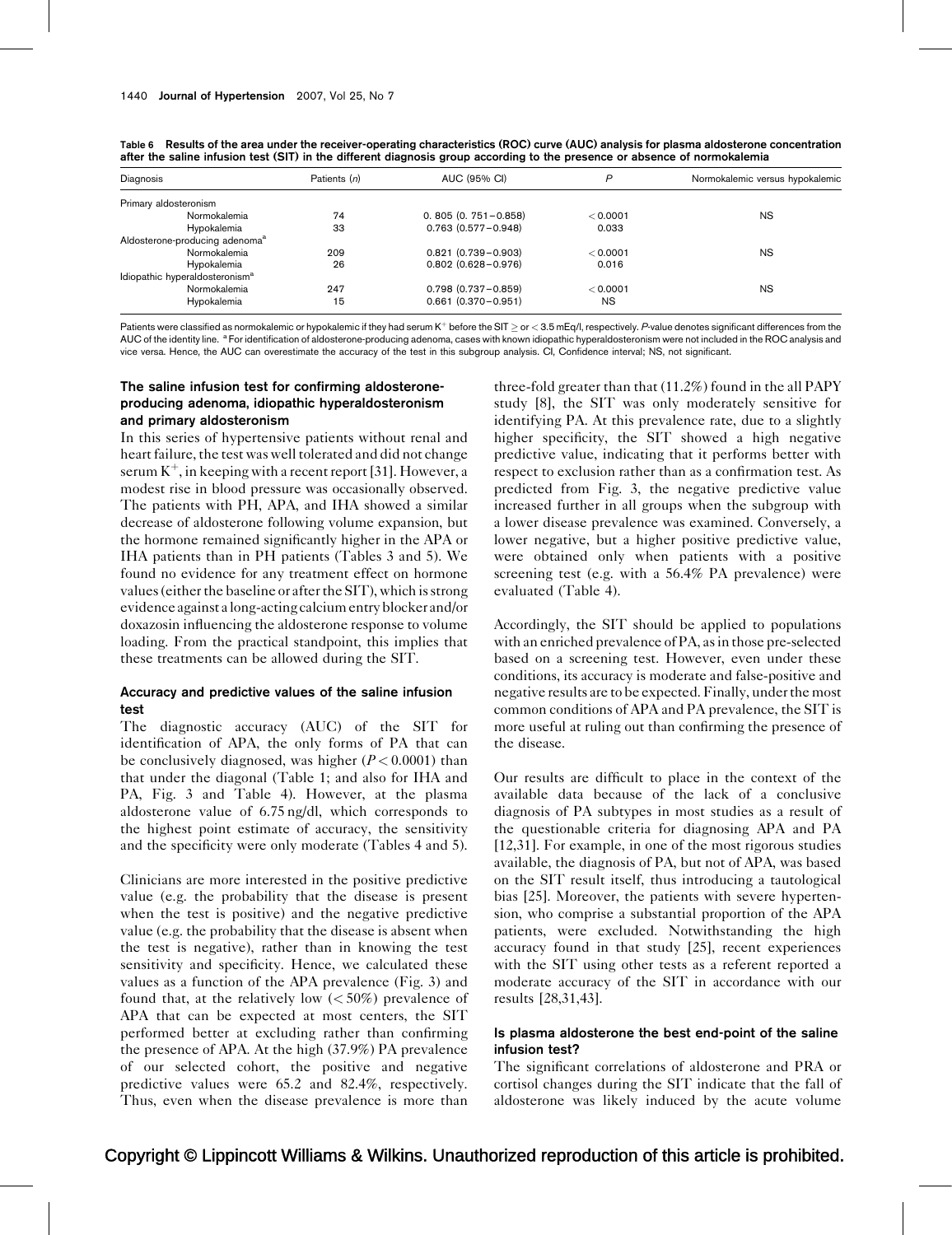Table 6 Results of the area under the receiver-operating characteristics (ROC) curve (AUC) analysis for plasma aldosterone concentration after the saline infusion test (SIT) in the different diagnosis group according to the presence or absence of normokalemia

| Diagnosis | Patients (n) | AUC (95% CI) | P | Normokalemic versus hypokalemic |
|---|---|---|---|---|
| Primary aldosteronism | | | | |
| Normokalemia | 74 | 0. 805 (0. 751–0.858) | < 0.0001 | NS |
| Hypokalemia | 33 | 0.763 (0.577–0.948) | 0.033 | |
| Aldosterone-producing adenoma[a] | | | | |
| Normokalemia | 209 | 0.821 (0.739–0.903) | < 0.0001 | NS |
| Hypokalemia | 26 | 0.802 (0.628–0.976) | 0.016 | |
| Idiopathic hyperaldosteronism[a] | | | | |
| Normokalemia | 247 | 0.798 (0.737–0.859) | < 0.0001 | NS |
| Hypokalemia | 15 | 0.661 (0.370–0.951) | NS | |

Patients were classified as normokalemic or hypokalemic if they had serum $K^+$ before the SIT ≥ or < 3.5 mEq/l, respectively. P-value denotes significant differences from the AUC of the identity line. [a] For identification of aldosterone-producing adenoma, cases with known idiopathic hyperaldosteronism were not included in the ROC analysis and vice versa. Hence, the AUC can overestimate the accuracy of the test in this subgroup analysis. CI, Confidence interval; NS, not significant.

### The saline infusion test for confirming aldosterone-producing adenoma, idiopathic hyperaldosteronism and primary aldosteronism

In this series of hypertensive patients without renal and heart failure, the test was well tolerated and did not change serum $K^+$, in keeping with a recent report [31]. However, a modest rise in blood pressure was occasionally observed. The patients with PH, APA, and IHA showed a similar decrease of aldosterone following volume expansion, but the hormone remained significantly higher in the APA or IHA patients than in PH patients (Tables 3 and 5). We found no evidence for any treatment effect on hormone values (either the baseline or after the SIT), which is strong evidence against a long-acting calcium entry blocker and/or doxazosin influencing the aldosterone response to volume loading. From the practical standpoint, this implies that these treatments can be allowed during the SIT.

### Accuracy and predictive values of the saline infusion test

The diagnostic accuracy (AUC) of the SIT for identification of APA, the only forms of PA that can be conclusively diagnosed, was higher ($P < 0.0001$) than that under the diagonal (Table 1; and also for IHA and PA, Fig. 3 and Table 4). However, at the plasma aldosterone value of 6.75 ng/dl, which corresponds to the highest point estimate of accuracy, the sensitivity and the specificity were only moderate (Tables 4 and 5).

Clinicians are more interested in the positive predictive value (e.g. the probability that the disease is present when the test is positive) and the negative predictive value (e.g. the probability that the disease is absent when the test is negative), rather than in knowing the test sensitivity and specificity. Hence, we calculated these values as a function of the APA prevalence (Fig. 3) and found that, at the relatively low (< 50%) prevalence of APA that can be expected at most centers, the SIT performed better at excluding rather than confirming the presence of APA. At the high (37.9%) PA prevalence of our selected cohort, the positive and negative predictive values were 65.2 and 82.4%, respectively. Thus, even when the disease prevalence is more than three-fold greater than that (11.2%) found in the all PAPY study [8], the SIT was only moderately sensitive for identifying PA. At this prevalence rate, due to a slightly higher specificity, the SIT showed a high negative predictive value, indicating that it performs better with respect to exclusion rather than as a confirmation test. As predicted from Fig. 3, the negative predictive value increased further in all groups when the subgroup with a lower disease prevalence was examined. Conversely, a lower negative, but a higher positive predictive value, were obtained only when patients with a positive screening test (e.g. with a 56.4% PA prevalence) were evaluated (Table 4).

Accordingly, the SIT should be applied to populations with an enriched prevalence of PA, as in those pre-selected based on a screening test. However, even under these conditions, its accuracy is moderate and false-positive and negative results are to be expected. Finally, under the most common conditions of APA and PA prevalence, the SIT is more useful at ruling out than confirming the presence of the disease.

Our results are difficult to place in the context of the available data because of the lack of a conclusive diagnosis of PA subtypes in most studies as a result of the questionable criteria for diagnosing APA and PA [12,31]. For example, in one of the most rigorous studies available, the diagnosis of PA, but not of APA, was based on the SIT result itself, thus introducing a tautological bias [25]. Moreover, the patients with severe hypertension, who comprise a substantial proportion of the APA patients, were excluded. Notwithstanding the high accuracy found in that study [25], recent experiences with the SIT using other tests as a referent reported a moderate accuracy of the SIT in accordance with our results [28,31,43].

### Is plasma aldosterone the best end-point of the saline infusion test?

The significant correlations of aldosterone and PRA or cortisol changes during the SIT indicate that the fall of aldosterone was likely induced by the acute volume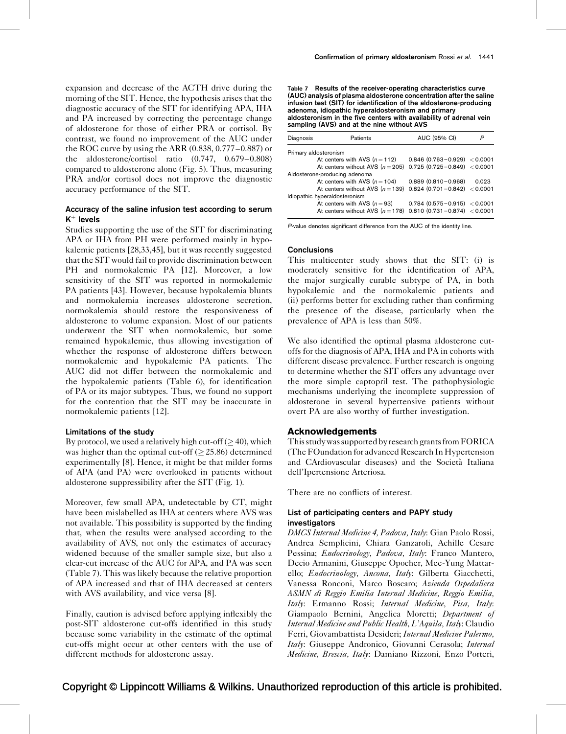expansion and decrease of the ACTH drive during the morning of the SIT. Hence, the hypothesis arises that the diagnostic accuracy of the SIT for identifying APA, IHA and PA increased by correcting the percentage change of aldosterone for those of either PRA or cortisol. By contrast, we found no improvement of the AUC under the ROC curve by using the ARR (0.838, 0.777–0.887) or the aldosterone/cortisol ratio (0.747, 0.679–0.808) compared to aldosterone alone (Fig. 5). Thus, measuring PRA and/or cortisol does not improve the diagnostic accuracy performance of the SIT.

### Accuracy of the saline infusion test according to serum $K^+$ levels

Studies supporting the use of the SIT for discriminating APA or IHA from PH were performed mainly in hypokalemic patients [28,33,45], but it was recently suggested that the SIT would fail to provide discrimination between PH and normokalemic PA [12]. Moreover, a low sensitivity of the SIT was reported in normokalemic PA patients [43]. However, because hypokalemia blunts and normokalemia increases aldosterone secretion, normokalemia should restore the responsiveness of aldosterone to volume expansion. Most of our patients underwent the SIT when normokalemic, but some remained hypokalemic, thus allowing investigation of whether the response of aldosterone differs between normokalemic and hypokalemic PA patients. The AUC did not differ between the normokalemic and the hypokalemic patients (Table 6), for identification of PA or its major subtypes. Thus, we found no support for the contention that the SIT may be inaccurate in normokalemic patients [12].

### Limitations of the study

By protocol, we used a relatively high cut-off ($\geq 40$), which was higher than the optimal cut-off ($\geq 25.86$) determined experimentally [8]. Hence, it might be that milder forms of APA (and PA) were overlooked in patients without aldosterone suppressibility after the SIT (Fig. 1).

Moreover, few small APA, undetectable by CT, might have been mislabelled as IHA at centers where AVS was not available. This possibility is supported by the finding that, when the results were analysed according to the availability of AVS, not only the estimates of accuracy widened because of the smaller sample size, but also a clear-cut increase of the AUC for APA, and PA was seen (Table 7). This was likely because the relative proportion of APA increased and that of IHA decreased at centers with AVS availability, and vice versa [8].

Finally, caution is advised before applying inflexibly the post-SIT aldosterone cut-offs identified in this study because some variability in the estimate of the optimal cut-offs might occur at other centers with the use of different methods for aldosterone assay.

**Table 7 Results of the receiver-operating characteristics curve (AUC) analysis of plasma aldosterone concentration after the saline infusion test (SIT) for identification of the aldosterone-producing adenoma, idiopathic hyperaldosteronism and primary aldosteronism in the five centers with availability of adrenal vein sampling (AVS) and at the nine without AVS**

| Diagnosis | Patients | AUC (95% CI) | *P* |
|---|---|---|---|
| Primary aldosteronism | | | |
| | At centers with AVS ($n = 112$) | 0.846 (0.763–0.929) | <0.0001 |
| | At centers without AVS ($n = 205$) | 0.725 (0.725–0.849) | <0.0001 |
| Aldosterone-producing adenoma | | | |
| | At centers with AVS ($n = 104$) | 0.889 (0.810–0.968) | 0.023 |
| | At centers without AVS ($n = 139$) | 0.824 (0.701–0.842) | <0.0001 |
| Idiopathic hyperaldosteronism | | | |
| | At centers with AVS ($n = 93$) | 0.784 (0.575–0.915) | <0.0001 |
| | At centers without AVS ($n = 178$) | 0.810 (0.731–0.874) | <0.0001 |

*P*-value denotes significant difference from the AUC of the identity line.

### Conclusions

This multicenter study shows that the SIT: (i) is moderately sensitive for the identification of APA, the major surgically curable subtype of PA, in both hypokalemic and the normokalemic patients and (ii) performs better for excluding rather than confirming the presence of the disease, particularly when the prevalence of APA is less than 50%.

We also identified the optimal plasma aldosterone cut-offs for the diagnosis of APA, IHA and PA in cohorts with different disease prevalence. Further research is ongoing to determine whether the SIT offers any advantage over the more simple captopril test. The pathophysiologic mechanisms underlying the incomplete suppression of aldosterone in several hypertensive patients without overt PA are also worthy of further investigation.

## Acknowledgements

This study was supported by research grants from FORICA (The FOundation for advanced Research In Hypertension and CArdiovascular diseases) and the Società Italiana dell'Ipertensione Arteriosa.

There are no conflicts of interest.

### List of participating centers and PAPY study investigators

*DMCS Internal Medicine 4, Padova, Italy*: Gian Paolo Rossi, Andrea Semplicini, Chiara Ganzaroli, Achille Cesare Pessina; *Endocrinology, Padova, Italy*: Franco Mantero, Decio Armanini, Giuseppe Opocher, Mee-Yung Martarello; *Endocrinology, Ancona, Italy*: Gilberta Giacchetti, Vanessa Ronconi, Marco Boscaro; *Azienda Ospedaliera ASMN di Reggio Emilia Internal Medicine, Reggio Emilia, Italy*: Ermanno Rossi; *Internal Medicine, Pisa, Italy*: Giampaolo Bernini, Angelica Moretti; *Department of Internal Medicine and Public Health, L'Aquila, Italy*: Claudio Ferri, Giovambattista Desideri; *Internal Medicine Palermo, Italy*: Giuseppe Andronico, Giovanni Cerasola; *Internal Medicine, Brescia, Italy*: Damiano Rizzoni, Enzo Porteri,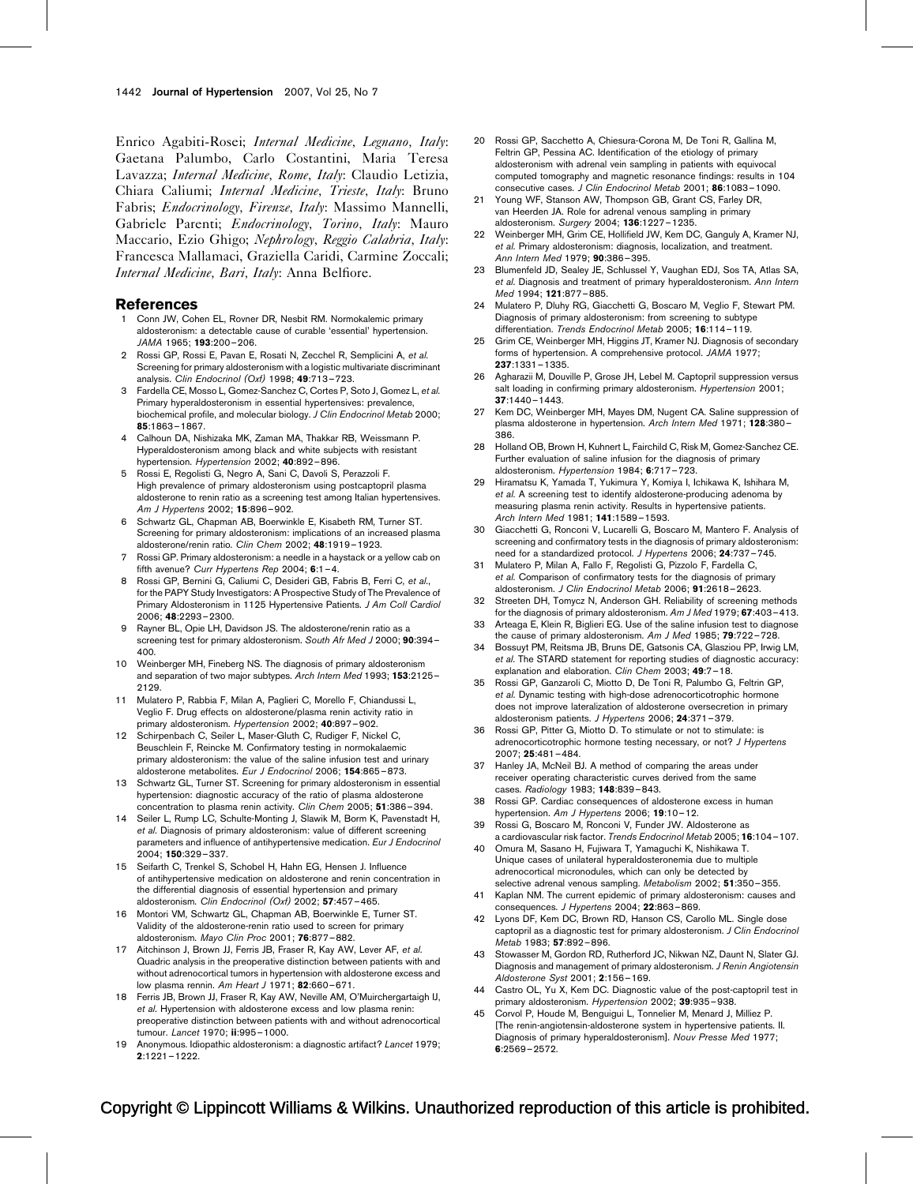Enrico Agabiti-Rosei; *Internal Medicine, Legnano, Italy*: Gaetana Palumbo, Carlo Costantini, Maria Teresa Lavazza; *Internal Medicine, Rome, Italy*: Claudio Letizia, Chiara Caliumi; *Internal Medicine, Trieste, Italy*: Bruno Fabris; *Endocrinology, Firenze, Italy*: Massimo Mannelli, Gabriele Parenti; *Endocrinology, Torino, Italy*: Mauro Maccario, Ezio Ghigo; *Nephrology, Reggio Calabria, Italy*: Francesca Mallamaci, Graziella Caridi, Carmine Zoccali; *Internal Medicine, Bari, Italy*: Anna Belfiore.

## References

1. Conn JW, Cohen EL, Rovner DR, Nesbit RM. Normokalemic primary aldosteronism: a detectable cause of curable 'essential' hypertension. *JAMA* 1965; **193**:200–206.
2. Rossi GP, Rossi E, Pavan E, Rosati N, Zecchel R, Semplicini A, *et al.* Screening for primary aldosteronism with a logistic multivariate discriminant analysis. *Clin Endocrinol (Oxf)* 1998; **49**:713–723.
3. Fardella CE, Mosso L, Gomez-Sanchez C, Cortes P, Soto J, Gomez L, *et al.* Primary hyperaldosteronism in essential hypertensives: prevalence, biochemical profile, and molecular biology. *J Clin Endocrinol Metab* 2000; **85**:1863–1867.
4. Calhoun DA, Nishizaka MK, Zaman MA, Thakkar RB, Weissmann P. Hyperaldosteronism among black and white subjects with resistant hypertension. *Hypertension* 2002; **40**:892–896.
5. Rossi E, Regolisti G, Negro A, Sani C, Davoli S, Perazzoli F. High prevalence of primary aldosteronism using postcaptopril plasma aldosterone to renin ratio as a screening test among Italian hypertensives. *Am J Hypertens* 2002; **15**:896–902.
6. Schwartz GL, Chapman AB, Boerwinkle E, Kisabeth RM, Turner ST. Screening for primary aldosteronism: implications of an increased plasma aldosterone/renin ratio. *Clin Chem* 2002; **48**:1919–1923.
7. Rossi GP. Primary aldosteronism: a needle in a haystack or a yellow cab on fifth avenue? *Curr Hypertens Rep* 2004; **6**:1–4.
8. Rossi GP, Bernini G, Caliumi C, Desideri GB, Fabris B, Ferri C, *et al.*, for the PAPY Study Investigators: A Prospective Study of The Prevalence of Primary Aldosteronism in 1125 Hypertensive Patients. *J Am Coll Cardiol* 2006; **48**:2293–2300.
9. Rayner BL, Opie LH, Davidson JS. The aldosterone/renin ratio as a screening test for primary aldosteronism. *South Afr Med J* 2000; **90**:394–400.
10. Weinberger MH, Fineberg NS. The diagnosis of primary aldosteronism and separation of two major subtypes. *Arch Intern Med* 1993; **153**:2125–2129.
11. Mulatero P, Rabbia F, Milan A, Paglieri C, Morello F, Chiandussi L, Veglio F. Drug effects on aldosterone/plasma renin activity ratio in primary aldosteronism. *Hypertension* 2002; **40**:897–902.
12. Schirpenbach C, Seiler L, Maser-Gluth C, Rudiger F, Nickel C, Beuschlein F, Reincke M. Confirmatory testing in normokalaemic primary aldosteronism: the value of the saline infusion test and urinary aldosterone metabolites. *Eur J Endocrinol* 2006; **154**:865–873.
13. Schwartz GL, Turner ST. Screening for primary aldosteronism in essential hypertension: diagnostic accuracy of the ratio of plasma aldosterone concentration to plasma renin activity. *Clin Chem* 2005; **51**:386–394.
14. Seiler L, Rump LC, Schulte-Monting J, Slawik M, Borm K, Pavenstadt H, *et al.* Diagnosis of primary aldosteronism: value of different screening parameters and influence of antihypertensive medication. *Eur J Endocrinol* 2004; **150**:329–337.
15. Seifarth C, Trenkel S, Schobel H, Hahn EG, Hensen J. Influence of antihypertensive medication on aldosterone and renin concentration in the differential diagnosis of essential hypertension and primary aldosteronism. *Clin Endocrinol (Oxf)* 2002; **57**:457–465.
16. Montori VM, Schwartz GL, Chapman AB, Boerwinkle E, Turner ST. Validity of the aldosterone-renin ratio used to screen for primary aldosteronism. *Mayo Clin Proc* 2001; **76**:877–882.
17. Aitchinson J, Brown JJ, Ferris JB, Fraser R, Kay AW, Lever AF, *et al.* Quadric analysis in the preoperative distinction between patients with and without adrenocortical tumors in hypertension with aldosterone excess and low plasma rennin. *Am Heart J* 1971; **82**:660–671.
18. Ferris JB, Brown JJ, Fraser R, Kay AW, Neville AM, O'Muirchergartaigh IJ, *et al.* Hypertension with aldosterone excess and low plasma renin: preoperative distinction between patients with and without adrenocortical tumour. *Lancet* 1970; **ii**:995–1000.
19. Anonymous. Idiopathic aldosteronism: a diagnostic artifact? *Lancet* 1979; **2**:1221–1222.
20. Rossi GP, Sacchetto A, Chiesura-Corona M, De Toni R, Gallina M, Feltrin GP, Pessina AC. Identification of the etiology of primary aldosteronism with adrenal vein sampling in patients with equivocal computed tomography and magnetic resonance findings: results in 104 consecutive cases. *J Clin Endocrinol Metab* 2001; **86**:1083–1090.
21. Young WF, Stanson AW, Thompson GB, Grant CS, Farley DR, van Heerden JA. Role for adrenal venous sampling in primary aldosteronism. *Surgery* 2004; **136**:1227–1235.
22. Weinberger MH, Grim CE, Hollifield JW, Kem DC, Ganguly A, Kramer NJ, *et al.* Primary aldosteronism: diagnosis, localization, and treatment. *Ann Intern Med* 1979; **90**:386–395.
23. Blumenfeld JD, Sealey JE, Schlussel Y, Vaughan EDJ, Sos TA, Atlas SA, *et al.* Diagnosis and treatment of primary hyperaldosteronism. *Ann Intern Med* 1994; **121**:877–885.
24. Mulatero P, Dluhy RG, Giacchetti G, Boscaro M, Veglio F, Stewart PM. Diagnosis of primary aldosteronism: from screening to subtype differentiation. *Trends Endocrinol Metab* 2005; **16**:114–119.
25. Grim CE, Weinberger MH, Higgins JT, Kramer NJ. Diagnosis of secondary forms of hypertension. A comprehensive protocol. *JAMA* 1977; **237**:1331–1335.
26. Agharazii M, Douville P, Grose JH, Lebel M. Captopril suppression versus salt loading in confirming primary aldosteronism. *Hypertension* 2001; **37**:1440–1443.
27. Kem DC, Weinberger MH, Mayes DM, Nugent CA. Saline suppression of plasma aldosterone in hypertension. *Arch Intern Med* 1971; **128**:380–386.
28. Holland OB, Brown H, Kuhnert L, Fairchild C, Risk M, Gomez-Sanchez CE. Further evaluation of saline infusion for the diagnosis of primary aldosteronism. *Hypertension* 1984; **6**:717–723.
29. Hiramatsu K, Yamada T, Yukimura Y, Komiya I, Ichikawa K, Ishihara M, *et al.* A screening test to identify aldosterone-producing adenoma by measuring plasma renin activity. Results in hypertensive patients. *Arch Intern Med* 1981; **141**:1589–1593.
30. Giacchetti G, Ronconi V, Lucarelli G, Boscaro M, Mantero F. Analysis of screening and confirmatory tests in the diagnosis of primary aldosteronism: need for a standardized protocol. *J Hypertens* 2006; **24**:737–745.
31. Mulatero P, Milan A, Fallo F, Regolisti G, Pizzolo F, Fardella C, *et al.* Comparison of confirmatory tests for the diagnosis of primary aldosteronism. *J Clin Endocrinol Metab* 2006; **91**:2618–2623.
32. Streeten DH, Tomycz N, Anderson GH. Reliability of screening methods for the diagnosis of primary aldosteronism. *Am J Med* 1979; **67**:403–413.
33. Arteaga E, Klein R, Biglieri EG. Use of the saline infusion test to diagnose the cause of primary aldosteronism. *Am J Med* 1985; **79**:722–728.
34. Bossuyt PM, Reitsma JB, Bruns DE, Gatsonis CA, Glasziou PP, Irwig LM, *et al.* The STARD statement for reporting studies of diagnostic accuracy: explanation and elaboration. *Clin Chem* 2003; **49**:7–18.
35. Rossi GP, Ganzaroli C, Miotto D, De Toni R, Palumbo G, Feltrin GP, *et al.* Dynamic testing with high-dose adrenocorticotrophic hormone does not improve lateralization of aldosterone oversecretion in primary aldosteronism patients. *J Hypertens* 2006; **24**:371–379.
36. Rossi GP, Pitter G, Miotto D. To stimulate or not to stimulate: is adrenocorticotrophic hormone testing necessary, or not? *J Hypertens* 2007; **25**:481–484.
37. Hanley JA, McNeil BJ. A method of comparing the areas under receiver operating characteristic curves derived from the same cases. *Radiology* 1983; **148**:839–843.
38. Rossi GP. Cardiac consequences of aldosterone excess in human hypertension. *Am J Hypertens* 2006; **19**:10–12.
39. Rossi G, Boscaro M, Ronconi V, Funder JW. Aldosterone as a cardiovascular risk factor. *Trends Endocrinol Metab* 2005; **16**:104–107.
40. Omura M, Sasano H, Fujiwara T, Yamaguchi K, Nishikawa T. Unique cases of unilateral hyperaldosteronemia due to multiple adrenocortical micronodules, which can only be detected by selective adrenal venous sampling. *Metabolism* 2002; **51**:350–355.
41. Kaplan NM. The current epidemic of primary aldosteronism: causes and consequences. *J Hypertens* 2004; **22**:863–869.
42. Lyons DF, Kem DC, Brown RD, Hanson CS, Carollo ML. Single dose captopril as a diagnostic test for primary aldosteronism. *J Clin Endocrinol Metab* 1983; **57**:892–896.
43. Stowasser M, Gordon RD, Rutherford JC, Nikwan NZ, Daunt N, Slater GJ. Diagnosis and management of primary aldosteronism. *J Renin Angiotensin Aldosterone Syst* 2001; **2**:156–169.
44. Castro OL, Yu X, Kem DC. Diagnostic value of the post-captopril test in primary aldosteronism. *Hypertension* 2002; **39**:935–938.
45. Corvol P, Houde M, Benguigui L, Tonnelier M, Menard J, Milliez P. [The renin-angiotensin-aldosterone system in hypertensive patients. II. Diagnosis of primary hyperaldosteronism]. *Nouv Presse Med* 1977; **6**:2569–2572.